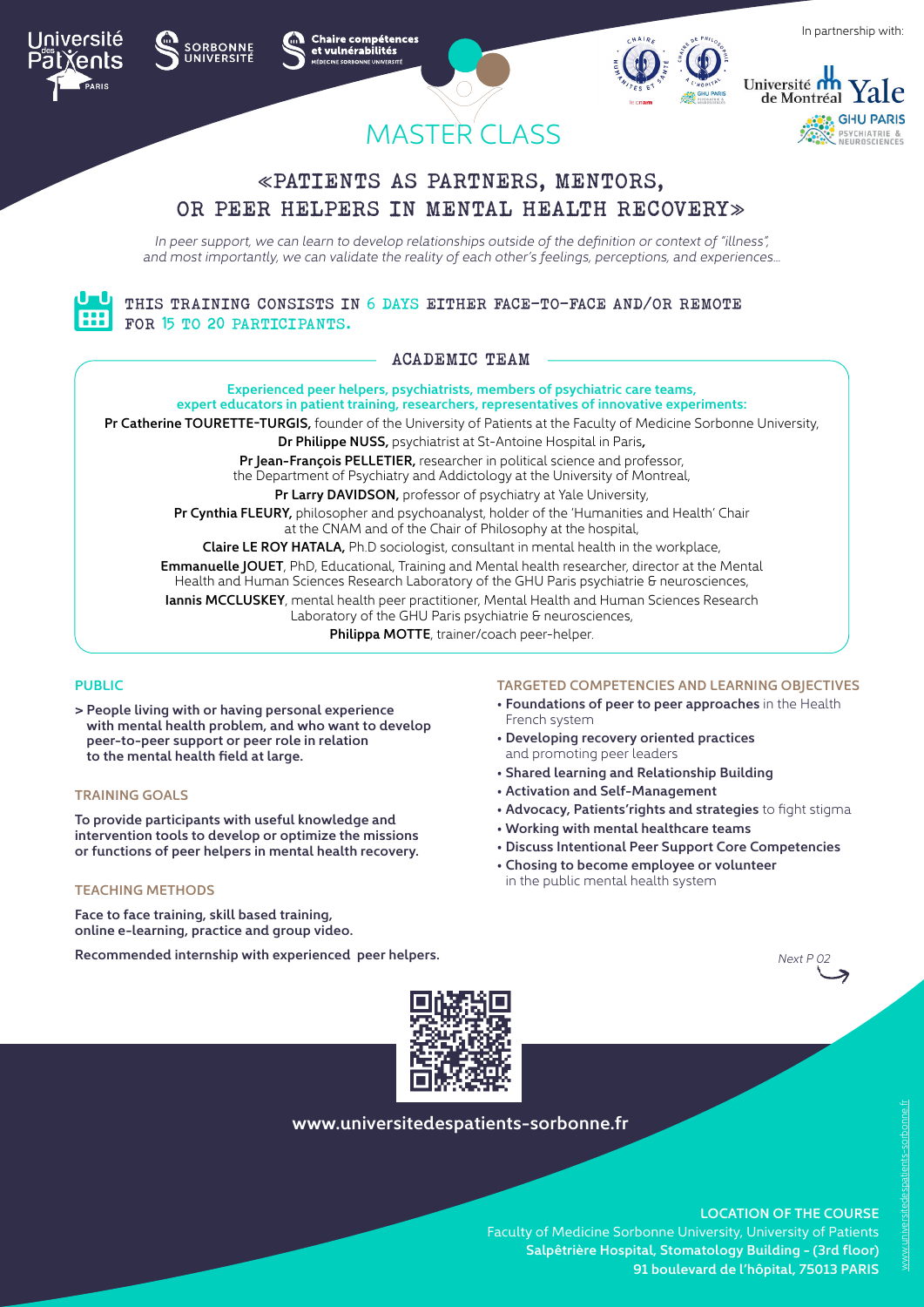In partnership with:

# MASTER CLASS

## «PATIENTS AS PARTNERS, MENTORS, OR PEER HELPERS IN MENTAL HEALTH RECOVERY»

*In peer support, we can learn to develop relationships outside of the definition or context of "illness", and most importantly, we can validate the reality of each other's feelings, perceptions, and experiences...*

THIS TRAINING CONSISTS IN 6 DAYS EITHER FACE-TO-FACE AND/OR REMOTE FOR 15 TO 20 PARTICIPANTS.

### ACADEMIC TEAM

**Experienced peer helpers, psychiatrists, members of psychiatric care teams, expert educators in patient training, researchers, representatives of innovative experiments:**

**Pr Catherine TOURETTE-TURGIS,** founder of the University of Patients at the Faculty of Medicine Sorbonne University,

**Dr Philippe NUSS,** psychiatrist at St-Antoine Hospital in Paris,

**Pr Jean-François PELLETIER,** researcher in political science and professor, the Department of Psychiatry and Addictology at the University of Montreal,

**Pr Larry DAVIDSON,** professor of psychiatry at Yale University,

**Pr Cynthia FLEURY,** philosopher and psychoanalyst, holder of the 'Humanities and Health' Chair at the CNAM and of the Chair of Philosophy at the hospital,

**Claire LE ROY HATALA,** Ph.D sociologist, consultant in mental health in the workplace,

**Emmanuelle JOUET**, PhD, Educational, Training and Mental health researcher, director at the Mental Health and Human Sciences Research Laboratory of the GHU Paris psychiatrie & neurosciences,

**Iannis MCCLUSKEY**, mental health peer practitioner, Mental Health and Human Sciences Research Laboratory of the GHU Paris psychiatrie & neurosciences,

**Philippa MOTTE**, trainer/coach peer-helper.

### PUBLIC

**> People living with or having personal experience with mental health problem, and who want to develop peer-to-peer support or peer role in relation to the mental health field at large.**

### TRAINING GOALS

**To provide participants with useful knowledge and intervention tools to develop or optimize the missions or functions of peer helpers in mental health recovery.**

### TEACHING METHODS

**Face to face training, skill based training, online e-learning, practice and group video.**

**Recommended internship with experienced peer helpers.**

### TARGETED COMPETENCIES AND LEARNING OBJECTIVES

- **Foundations of peer to peer approaches** in the Health French system
- **Developing recovery oriented practices** and promoting peer leaders
- **Shared learning and Relationship Building**
- **Activation and Self-Management**
- **Advocacy, Patients'rights and strategies** to fight stigma
- **Working with mental healthcare teams**
- **Discuss Intentional Peer Support Core Competencies**
- **Chosing to become employee or volunteer** in the public mental health system

*Next P 02*

**www.universitedespatients-sorbonne.fr**

**LOCATION OF THE COURSE**

Faculty of Medicine Sorbonne University, University of Patients

**Salpêtrière Hospital, Stomatology Building - (3rd floor)**

**91 boulevard de l'hôpital, 75013 PARIS**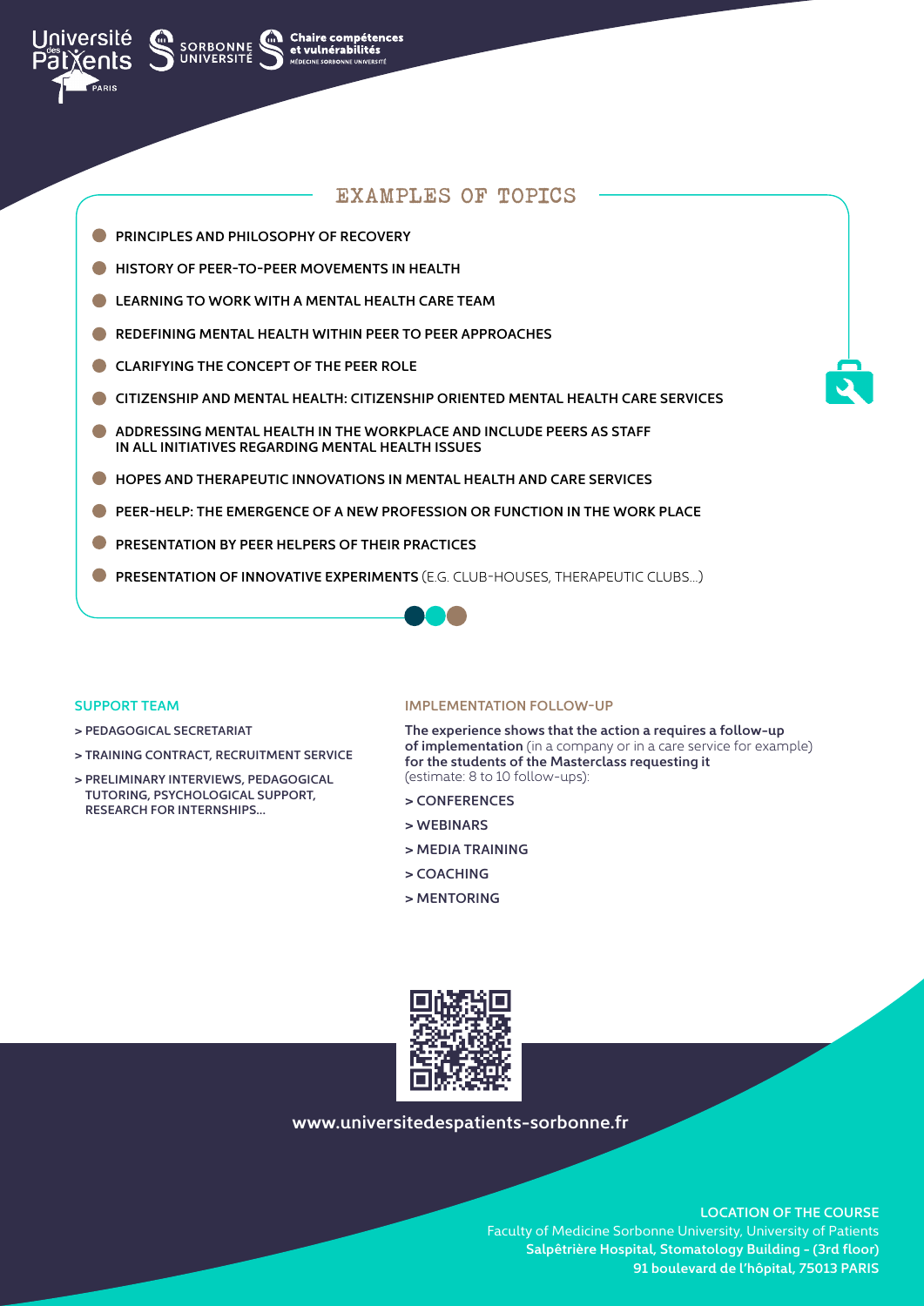## EXAMPLES OF TOPICS

- **PRINCIPLES AND PHILOSOPHY OF RECOVERY**
- **HISTORY OF PEER-TO-PEER MOVEMENTS IN HEALTH**
- **LEARNING TO WORK WITH A MENTAL HEALTH CARE TEAM**
- **REDEFINING MENTAL HEALTH WITHIN PEER TO PEER APPROACHES**
- **CLARIFYING THE CONCEPT OF THE PEER ROLE**
- **CITIZENSHIP AND MENTAL HEALTH: CITIZENSHIP ORIENTED MENTAL HEALTH CARE SERVICES**
- **ADDRESSING MENTAL HEALTH IN THE WORKPLACE AND INCLUDE PEERS AS STAFF IN ALL INITIATIVES REGARDING MENTAL HEALTH ISSUES**
- **HOPES AND THERAPEUTIC INNOVATIONS IN MENTAL HEALTH AND CARE SERVICES**
- **PEER-HELP: THE EMERGENCE OF A NEW PROFESSION OR FUNCTION IN THE WORK PLACE**
- **PRESENTATION BY PEER HELPERS OF THEIR PRACTICES**
- **PRESENTATION OF INNOVATIVE EXPERIMENTS** (E.G. CLUB-HOUSES, THERAPEUTIC CLUBS...)

### SUPPORT TEAM

> PEDAGOGICAL SECRETARIAT

> TRAINING CONTRACT, RECRUITMENT SERVICE

> PRELIMINARY INTERVIEWS, PEDAGOGICAL TUTORING, PSYCHOLOGICAL SUPPORT, RESEARCH FOR INTERNSHIPS...

### IMPLEMENTATION FOLLOW-UP

**The experience shows that the action a requires a follow-up of implementation** (in a company or in a care service for example) **for the students of the Masterclass requesting it** (estimate: 8 to 10 follow-ups):

> CONFERENCES

> WEBINARS

> MEDIA TRAINING

> COACHING

> MENTORING

www.universitedespatients-sorbonne.fr

**LOCATION OF THE COURSE**

Faculty of Medicine Sorbonne University, University of Patients

**Salpêtrière Hospital, Stomatology Building - (3rd floor)**

**91 boulevard de l'hôpital, 75013 PARIS**